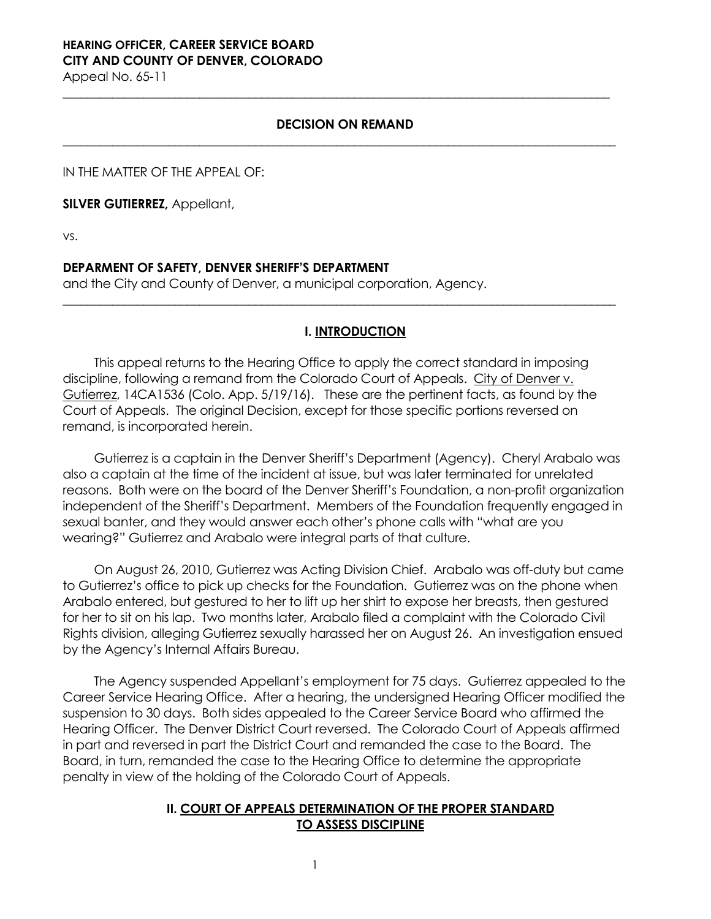**HEARING OFFICER, CAREER SERVICE BOARD**
**CITY AND COUNTY OF DENVER, COLORADO**
Appeal No. 65-11

---

## DECISION ON REMAND

---

IN THE MATTER OF THE APPEAL OF:

**SILVER GUTIERREZ,** Appellant,

vs.

**DEPARMENT OF SAFETY, DENVER SHERIFF'S DEPARTMENT**
and the City and County of Denver, a municipal corporation, Agency.

---

## I. INTRODUCTION

This appeal returns to the Hearing Office to apply the correct standard in imposing discipline, following a remand from the Colorado Court of Appeals. City of Denver v. Gutierrez, 14CA1536 (Colo. App. 5/19/16). These are the pertinent facts, as found by the Court of Appeals. The original Decision, except for those specific portions reversed on remand, is incorporated herein.

Gutierrez is a captain in the Denver Sheriff's Department (Agency). Cheryl Arabalo was also a captain at the time of the incident at issue, but was later terminated for unrelated reasons. Both were on the board of the Denver Sheriff's Foundation, a non-profit organization independent of the Sheriff's Department. Members of the Foundation frequently engaged in sexual banter, and they would answer each other's phone calls with "what are you wearing?" Gutierrez and Arabalo were integral parts of that culture.

On August 26, 2010, Gutierrez was Acting Division Chief. Arabalo was off-duty but came to Gutierrez's office to pick up checks for the Foundation. Gutierrez was on the phone when Arabalo entered, but gestured to her to lift up her shirt to expose her breasts, then gestured for her to sit on his lap. Two months later, Arabalo filed a complaint with the Colorado Civil Rights division, alleging Gutierrez sexually harassed her on August 26. An investigation ensued by the Agency's Internal Affairs Bureau.

The Agency suspended Appellant's employment for 75 days. Gutierrez appealed to the Career Service Hearing Office. After a hearing, the undersigned Hearing Officer modified the suspension to 30 days. Both sides appealed to the Career Service Board who affirmed the Hearing Officer. The Denver District Court reversed. The Colorado Court of Appeals affirmed in part and reversed in part the District Court and remanded the case to the Board. The Board, in turn, remanded the case to the Hearing Office to determine the appropriate penalty in view of the holding of the Colorado Court of Appeals.

## II. COURT OF APPEALS DETERMINATION OF THE PROPER STANDARD TO ASSESS DISCIPLINE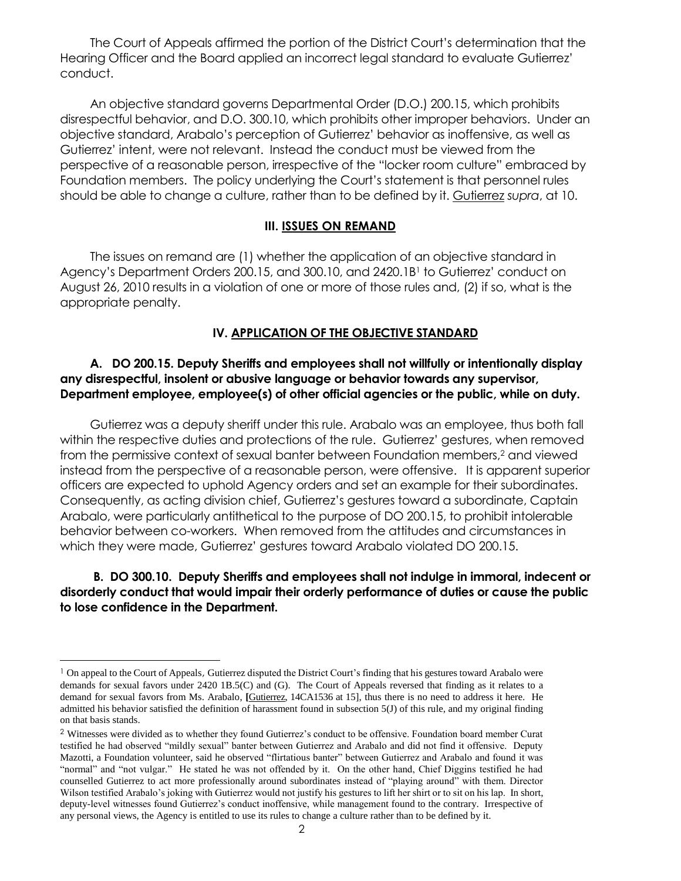The Court of Appeals affirmed the portion of the District Court's determination that the Hearing Officer and the Board applied an incorrect legal standard to evaluate Gutierrez' conduct.

An objective standard governs Departmental Order (D.O.) 200.15, which prohibits disrespectful behavior, and D.O. 300.10, which prohibits other improper behaviors. Under an objective standard, Arabalo's perception of Gutierrez' behavior as inoffensive, as well as Gutierrez' intent, were not relevant. Instead the conduct must be viewed from the perspective of a reasonable person, irrespective of the "locker room culture" embraced by Foundation members. The policy underlying the Court's statement is that personnel rules should be able to change a culture, rather than to be defined by it. Gutierrez *supra*, at 10.

## III. ISSUES ON REMAND

The issues on remand are (1) whether the application of an objective standard in Agency's Department Orders 200.15, and 300.10, and 2420.1B[1] to Gutierrez' conduct on August 26, 2010 results in a violation of one or more of those rules and, (2) if so, what is the appropriate penalty.

## IV. APPLICATION OF THE OBJECTIVE STANDARD

### A. DO 200.15. Deputy Sheriffs and employees shall not willfully or intentionally display any disrespectful, insolent or abusive language or behavior towards any supervisor, Department employee, employee(s) of other official agencies or the public, while on duty.

Gutierrez was a deputy sheriff under this rule. Arabalo was an employee, thus both fall within the respective duties and protections of the rule. Gutierrez' gestures, when removed from the permissive context of sexual banter between Foundation members,[2] and viewed instead from the perspective of a reasonable person, were offensive. It is apparent superior officers are expected to uphold Agency orders and set an example for their subordinates. Consequently, as acting division chief, Gutierrez's gestures toward a subordinate, Captain Arabalo, were particularly antithetical to the purpose of DO 200.15, to prohibit intolerable behavior between co-workers. When removed from the attitudes and circumstances in which they were made, Gutierrez' gestures toward Arabalo violated DO 200.15.

### B. DO 300.10. Deputy Sheriffs and employees shall not indulge in immoral, indecent or disorderly conduct that would impair their orderly performance of duties or cause the public to lose confidence in the Department.

---

[1] On appeal to the Court of Appeals, Gutierrez disputed the District Court's finding that his gestures toward Arabalo were demands for sexual favors under 2420 1B.5(C) and (G). The Court of Appeals reversed that finding as it relates to a demand for sexual favors from Ms. Arabalo, **[**Gutierrez, 14CA1536 at 15], thus there is no need to address it here. He admitted his behavior satisfied the definition of harassment found in subsection 5(J) of this rule, and my original finding on that basis stands.

[2] Witnesses were divided as to whether they found Gutierrez's conduct to be offensive. Foundation board member Curat testified he had observed "mildly sexual" banter between Gutierrez and Arabalo and did not find it offensive. Deputy Mazotti, a Foundation volunteer, said he observed "flirtatious banter" between Gutierrez and Arabalo and found it was "normal" and "not vulgar." He stated he was not offended by it. On the other hand, Chief Diggins testified he had counselled Gutierrez to act more professionally around subordinates instead of "playing around" with them. Director Wilson testified Arabalo's joking with Gutierrez would not justify his gestures to lift her shirt or to sit on his lap. In short, deputy-level witnesses found Gutierrez's conduct inoffensive, while management found to the contrary. Irrespective of any personal views, the Agency is entitled to use its rules to change a culture rather than to be defined by it.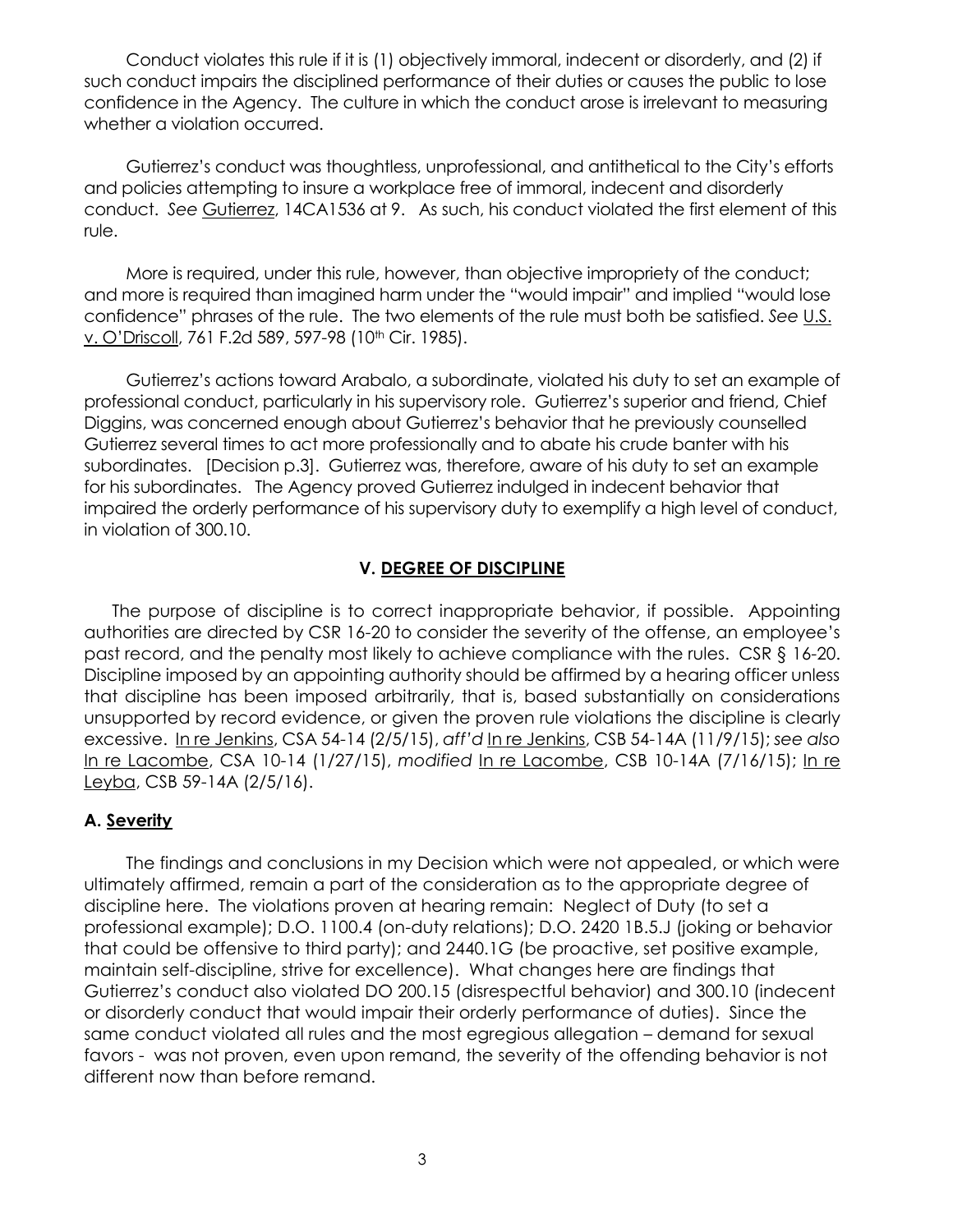Conduct violates this rule if it is (1) objectively immoral, indecent or disorderly, and (2) if such conduct impairs the disciplined performance of their duties or causes the public to lose confidence in the Agency. The culture in which the conduct arose is irrelevant to measuring whether a violation occurred.

Gutierrez's conduct was thoughtless, unprofessional, and antithetical to the City's efforts and policies attempting to insure a workplace free of immoral, indecent and disorderly conduct. *See* Gutierrez, 14CA1536 at 9. As such, his conduct violated the first element of this rule.

More is required, under this rule, however, than objective impropriety of the conduct; and more is required than imagined harm under the "would impair" and implied "would lose confidence" phrases of the rule. The two elements of the rule must both be satisfied. *See* U.S. v. O'Driscoll, 761 F.2d 589, 597-98 (10th Cir. 1985).

Gutierrez's actions toward Arabalo, a subordinate, violated his duty to set an example of professional conduct, particularly in his supervisory role. Gutierrez's superior and friend, Chief Diggins, was concerned enough about Gutierrez's behavior that he previously counselled Gutierrez several times to act more professionally and to abate his crude banter with his subordinates. [Decision p.3]. Gutierrez was, therefore, aware of his duty to set an example for his subordinates. The Agency proved Gutierrez indulged in indecent behavior that impaired the orderly performance of his supervisory duty to exemplify a high level of conduct, in violation of 300.10.

## V. DEGREE OF DISCIPLINE

The purpose of discipline is to correct inappropriate behavior, if possible. Appointing authorities are directed by CSR 16-20 to consider the severity of the offense, an employee's past record, and the penalty most likely to achieve compliance with the rules. CSR § 16-20. Discipline imposed by an appointing authority should be affirmed by a hearing officer unless that discipline has been imposed arbitrarily, that is, based substantially on considerations unsupported by record evidence, or given the proven rule violations the discipline is clearly excessive. In re Jenkins, CSA 54-14 (2/5/15), *aff'd* In re Jenkins, CSB 54-14A (11/9/15); *see also* In re Lacombe, CSA 10-14 (1/27/15), *modified* In re Lacombe, CSB 10-14A (7/16/15); In re Leyba, CSB 59-14A (2/5/16).

### A. Severity

The findings and conclusions in my Decision which were not appealed, or which were ultimately affirmed, remain a part of the consideration as to the appropriate degree of discipline here. The violations proven at hearing remain: Neglect of Duty (to set a professional example); D.O. 1100.4 (on-duty relations); D.O. 2420 1B.5.J (joking or behavior that could be offensive to third party); and 2440.1G (be proactive, set positive example, maintain self-discipline, strive for excellence). What changes here are findings that Gutierrez's conduct also violated DO 200.15 (disrespectful behavior) and 300.10 (indecent or disorderly conduct that would impair their orderly performance of duties). Since the same conduct violated all rules and the most egregious allegation – demand for sexual favors - was not proven, even upon remand, the severity of the offending behavior is not different now than before remand.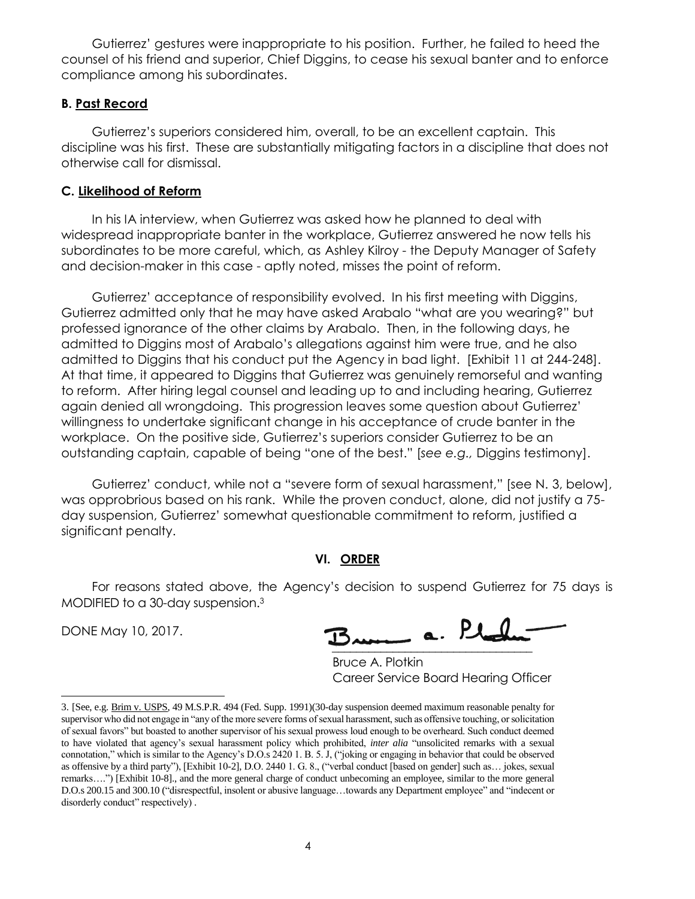Gutierrez' gestures were inappropriate to his position. Further, he failed to heed the counsel of his friend and superior, Chief Diggins, to cease his sexual banter and to enforce compliance among his subordinates.

### B. Past Record

Gutierrez's superiors considered him, overall, to be an excellent captain. This discipline was his first. These are substantially mitigating factors in a discipline that does not otherwise call for dismissal.

### C. Likelihood of Reform

In his IA interview, when Gutierrez was asked how he planned to deal with widespread inappropriate banter in the workplace, Gutierrez answered he now tells his subordinates to be more careful, which, as Ashley Kilroy - the Deputy Manager of Safety and decision-maker in this case - aptly noted, misses the point of reform.

Gutierrez' acceptance of responsibility evolved. In his first meeting with Diggins, Gutierrez admitted only that he may have asked Arabalo "what are you wearing?" but professed ignorance of the other claims by Arabalo. Then, in the following days, he admitted to Diggins most of Arabalo's allegations against him were true, and he also admitted to Diggins that his conduct put the Agency in bad light. [Exhibit 11 at 244-248]. At that time, it appeared to Diggins that Gutierrez was genuinely remorseful and wanting to reform. After hiring legal counsel and leading up to and including hearing, Gutierrez again denied all wrongdoing. This progression leaves some question about Gutierrez' willingness to undertake significant change in his acceptance of crude banter in the workplace. On the positive side, Gutierrez's superiors consider Gutierrez to be an outstanding captain, capable of being "one of the best." [*see e.g.,* Diggins testimony].

Gutierrez' conduct, while not a "severe form of sexual harassment," [see N. 3, below], was opprobrious based on his rank. While the proven conduct, alone, did not justify a 75-day suspension, Gutierrez' somewhat questionable commitment to reform, justified a significant penalty.

## VI. ORDER

For reasons stated above, the Agency's decision to suspend Gutierrez for 75 days is MODIFIED to a 30-day suspension.[3]

DONE May 10, 2017.

Bruce A. Plotkin
Career Service Board Hearing Officer

---

3. [See, e.g. Brim v. USPS, 49 M.S.P.R. 494 (Fed. Supp. 1991)(30-day suspension deemed maximum reasonable penalty for supervisor who did not engage in "any of the more severe forms of sexual harassment, such as offensive touching, or solicitation of sexual favors" but boasted to another supervisor of his sexual prowess loud enough to be overheard. Such conduct deemed to have violated that agency's sexual harassment policy which prohibited, *inter alia* "unsolicited remarks with a sexual connotation," which is similar to the Agency's D.O.s 2420 1. B. 5. J, ("joking or engaging in behavior that could be observed as offensive by a third party"), [Exhibit 10-2], D.O. 2440 1. G. 8., ("verbal conduct [based on gender] such as… jokes, sexual remarks….") [Exhibit 10-8]., and the more general charge of conduct unbecoming an employee, similar to the more general D.O.s 200.15 and 300.10 ("disrespectful, insolent or abusive language…towards any Department employee" and "indecent or disorderly conduct" respectively) .